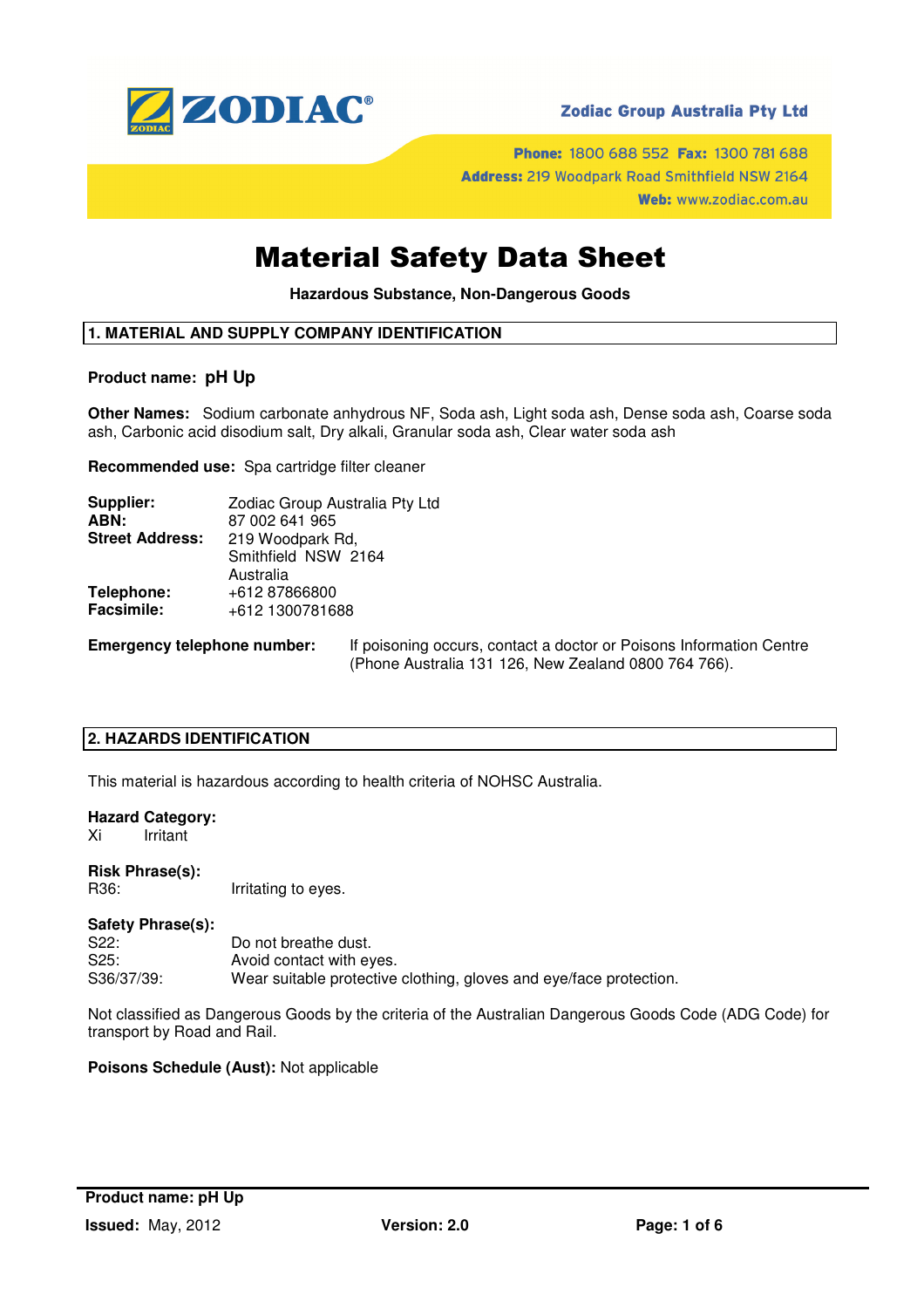ZODIAC®

**Zodiac Group Australia Pty Ltd**

**Phone:** 1800 688 552 **Fax:** 1300 781 688
**Address:** 219 Woodpark Road Smithfield NSW 2164
**Web:** www.zodiac.com.au

# Material Safety Data Sheet

**Hazardous Substance, Non-Dangerous Goods**

## 1. MATERIAL AND SUPPLY COMPANY IDENTIFICATION

**Product name:** **pH Up**

**Other Names:** Sodium carbonate anhydrous NF, Soda ash, Light soda ash, Dense soda ash, Coarse soda ash, Carbonic acid disodium salt, Dry alkali, Granular soda ash, Clear water soda ash

**Recommended use:** Spa cartridge filter cleaner

| | |
|---|---|
| **Supplier:** | Zodiac Group Australia Pty Ltd |
| **ABN:** | 87 002 641 965 |
| **Street Address:** | 219 Woodpark Rd, Smithfield NSW 2164 Australia |
| **Telephone:** | +612 87866800 |
| **Facsimile:** | +612 1300781688 |

**Emergency telephone number:** If poisoning occurs, contact a doctor or Poisons Information Centre (Phone Australia 131 126, New Zealand 0800 764 766).

## 2. HAZARDS IDENTIFICATION

This material is hazardous according to health criteria of NOHSC Australia.

**Hazard Category:**
Xi Irritant

**Risk Phrase(s):**

| | |
|---|---|
| R36: | Irritating to eyes. |

**Safety Phrase(s):**

| | |
|---|---|
| S22: | Do not breathe dust. |
| S25: | Avoid contact with eyes. |
| S36/37/39: | Wear suitable protective clothing, gloves and eye/face protection. |

Not classified as Dangerous Goods by the criteria of the Australian Dangerous Goods Code (ADG Code) for transport by Road and Rail.

**Poisons Schedule (Aust):** Not applicable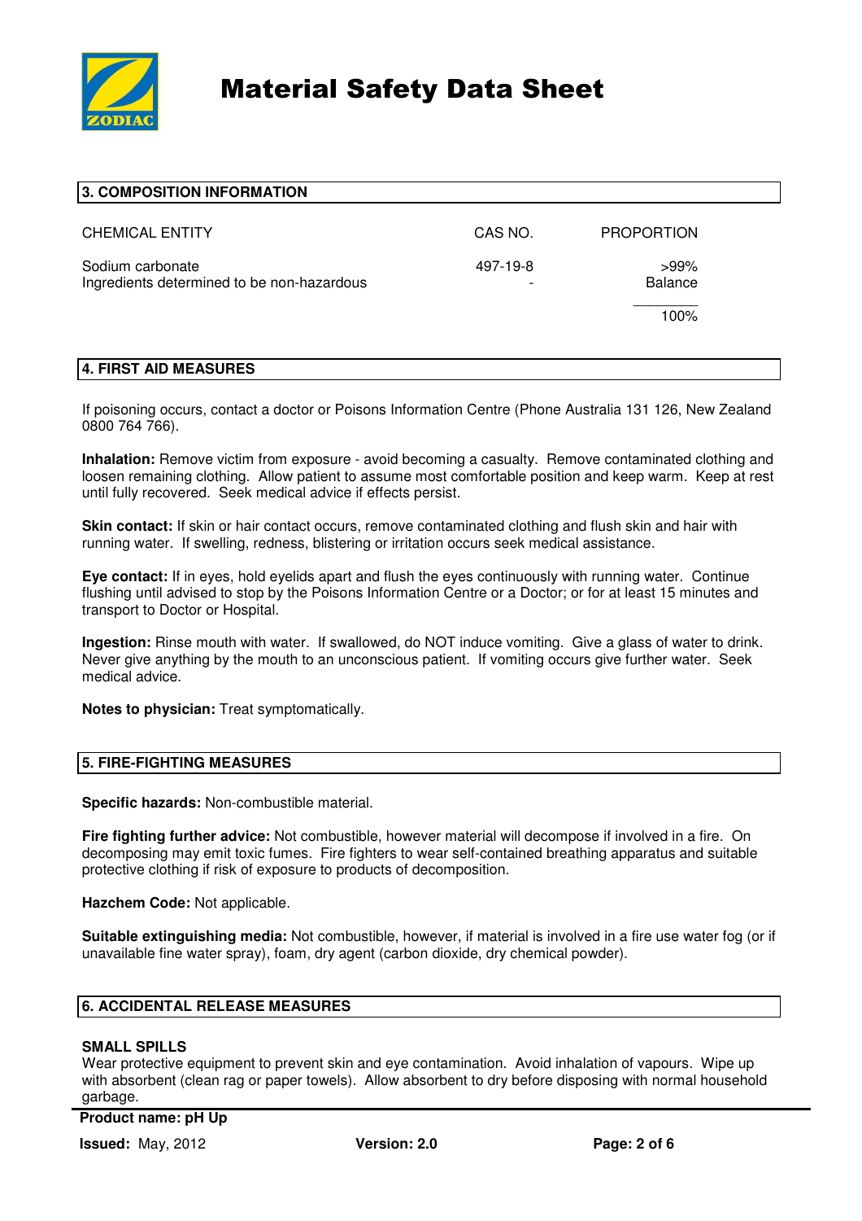# Material Safety Data Sheet

## 3. COMPOSITION INFORMATION

| CHEMICAL ENTITY | CAS NO. | PROPORTION |
|---|---|---|
| Sodium carbonate | 497-19-8 | >99% |
| Ingredients determined to be non-hazardous | - | Balance |
| | | 100% |

## 4. FIRST AID MEASURES

If poisoning occurs, contact a doctor or Poisons Information Centre (Phone Australia 131 126, New Zealand 0800 764 766).

**Inhalation:** Remove victim from exposure - avoid becoming a casualty. Remove contaminated clothing and loosen remaining clothing. Allow patient to assume most comfortable position and keep warm. Keep at rest until fully recovered. Seek medical advice if effects persist.

**Skin contact:** If skin or hair contact occurs, remove contaminated clothing and flush skin and hair with running water. If swelling, redness, blistering or irritation occurs seek medical assistance.

**Eye contact:** If in eyes, hold eyelids apart and flush the eyes continuously with running water. Continue flushing until advised to stop by the Poisons Information Centre or a Doctor; or for at least 15 minutes and transport to Doctor or Hospital.

**Ingestion:** Rinse mouth with water. If swallowed, do NOT induce vomiting. Give a glass of water to drink. Never give anything by the mouth to an unconscious patient. If vomiting occurs give further water. Seek medical advice.

**Notes to physician:** Treat symptomatically.

## 5. FIRE-FIGHTING MEASURES

**Specific hazards:** Non-combustible material.

**Fire fighting further advice:** Not combustible, however material will decompose if involved in a fire. On decomposing may emit toxic fumes. Fire fighters to wear self-contained breathing apparatus and suitable protective clothing if risk of exposure to products of decomposition.

**Hazchem Code:** Not applicable.

**Suitable extinguishing media:** Not combustible, however, if material is involved in a fire use water fog (or if unavailable fine water spray), foam, dry agent (carbon dioxide, dry chemical powder).

## 6. ACCIDENTAL RELEASE MEASURES

**SMALL SPILLS**

Wear protective equipment to prevent skin and eye contamination. Avoid inhalation of vapours. Wipe up with absorbent (clean rag or paper towels). Allow absorbent to dry before disposing with normal household garbage.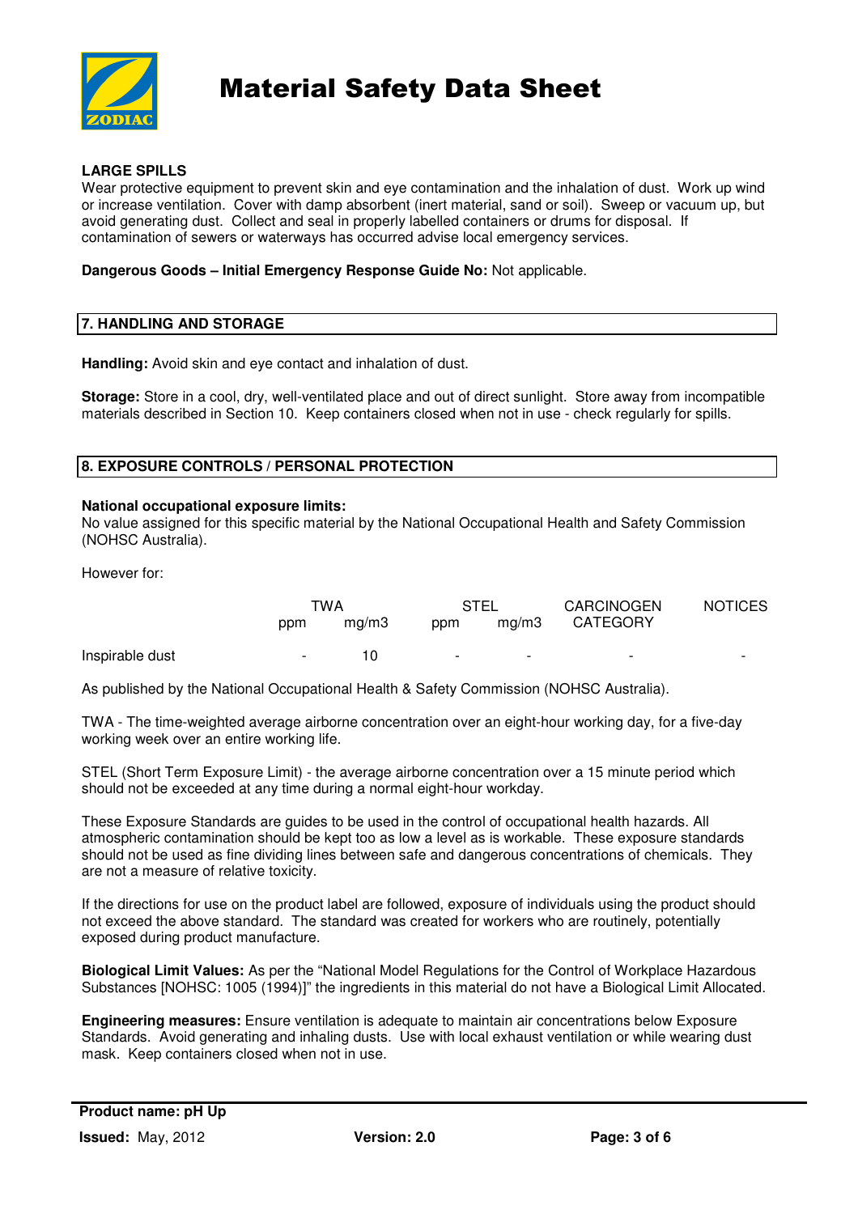**LARGE SPILLS**

Wear protective equipment to prevent skin and eye contamination and the inhalation of dust. Work up wind or increase ventilation. Cover with damp absorbent (inert material, sand or soil). Sweep or vacuum up, but avoid generating dust. Collect and seal in properly labelled containers or drums for disposal. If contamination of sewers or waterways has occurred advise local emergency services.

**Dangerous Goods – Initial Emergency Response Guide No:** Not applicable.

## 7. HANDLING AND STORAGE

**Handling:** Avoid skin and eye contact and inhalation of dust.

**Storage:** Store in a cool, dry, well-ventilated place and out of direct sunlight. Store away from incompatible materials described in Section 10. Keep containers closed when not in use - check regularly for spills.

## 8. EXPOSURE CONTROLS / PERSONAL PROTECTION

**National occupational exposure limits:**

No value assigned for this specific material by the National Occupational Health and Safety Commission (NOHSC Australia).

However for:

| | TWA | | STEL | | CARCINOGEN CATEGORY | NOTICES |
|---|---|---|---|---|---|---|
| | ppm | mg/m3 | ppm | mg/m3 | | |
| Inspirable dust | - | 10 | - | - | - | - |

As published by the National Occupational Health & Safety Commission (NOHSC Australia).

TWA - The time-weighted average airborne concentration over an eight-hour working day, for a five-day working week over an entire working life.

STEL (Short Term Exposure Limit) - the average airborne concentration over a 15 minute period which should not be exceeded at any time during a normal eight-hour workday.

These Exposure Standards are guides to be used in the control of occupational health hazards. All atmospheric contamination should be kept too as low a level as is workable. These exposure standards should not be used as fine dividing lines between safe and dangerous concentrations of chemicals. They are not a measure of relative toxicity.

If the directions for use on the product label are followed, exposure of individuals using the product should not exceed the above standard. The standard was created for workers who are routinely, potentially exposed during product manufacture.

**Biological Limit Values:** As per the "National Model Regulations for the Control of Workplace Hazardous Substances [NOHSC: 1005 (1994)]" the ingredients in this material do not have a Biological Limit Allocated.

**Engineering measures:** Ensure ventilation is adequate to maintain air concentrations below Exposure Standards. Avoid generating and inhaling dusts. Use with local exhaust ventilation or while wearing dust mask. Keep containers closed when not in use.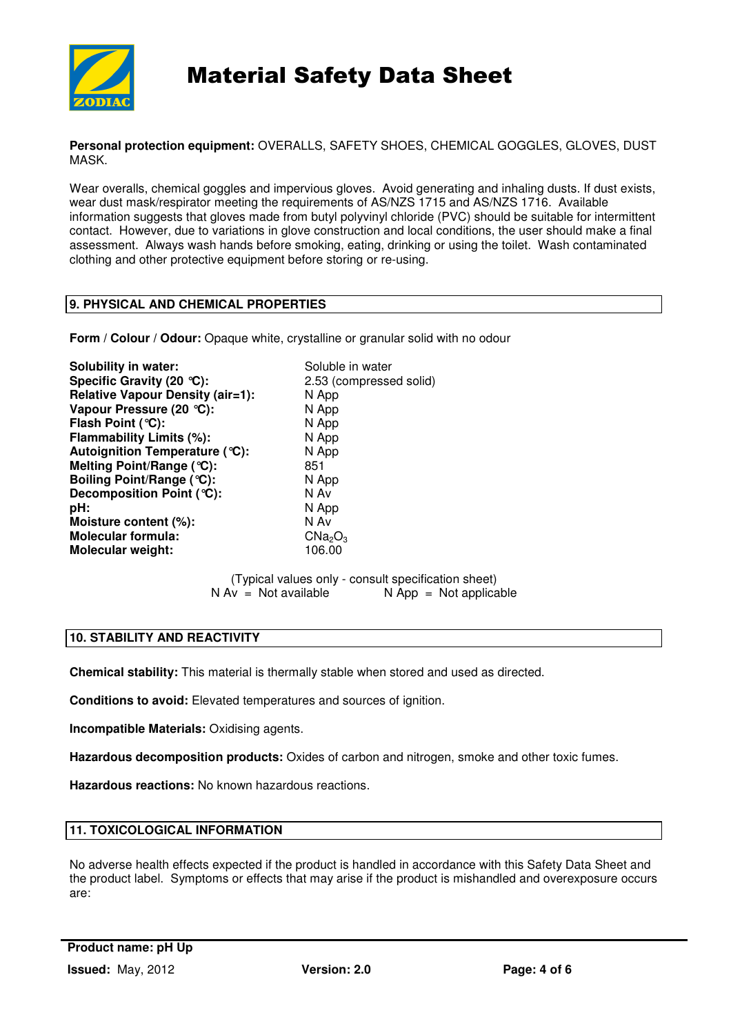**Personal protection equipment:** OVERALLS, SAFETY SHOES, CHEMICAL GOGGLES, GLOVES, DUST MASK.

Wear overalls, chemical goggles and impervious gloves. Avoid generating and inhaling dusts. If dust exists, wear dust mask/respirator meeting the requirements of AS/NZS 1715 and AS/NZS 1716. Available information suggests that gloves made from butyl polyvinyl chloride (PVC) should be suitable for intermittent contact. However, due to variations in glove construction and local conditions, the user should make a final assessment. Always wash hands before smoking, eating, drinking or using the toilet. Wash contaminated clothing and other protective equipment before storing or re-using.

## 9. PHYSICAL AND CHEMICAL PROPERTIES

**Form / Colour / Odour:** Opaque white, crystalline or granular solid with no odour

| | |
|---|---|
| **Solubility in water:** | Soluble in water |
| **Specific Gravity (20 °C):** | 2.53 (compressed solid) |
| **Relative Vapour Density (air=1):** | N App |
| **Vapour Pressure (20 °C):** | N App |
| **Flash Point (°C):** | N App |
| **Flammability Limits (%):** | N App |
| **Autoignition Temperature (°C):** | N App |
| **Melting Point/Range (°C):** | 851 |
| **Boiling Point/Range (°C):** | N App |
| **Decomposition Point (°C):** | N Av |
| **pH:** | N App |
| **Moisture content (%):** | N Av |
| **Molecular formula:** | $CNa_2O_3$ |
| **Molecular weight:** | 106.00 |

(Typical values only - consult specification sheet)
N Av = Not available N App = Not applicable

## 10. STABILITY AND REACTIVITY

**Chemical stability:** This material is thermally stable when stored and used as directed.

**Conditions to avoid:** Elevated temperatures and sources of ignition.

**Incompatible Materials:** Oxidising agents.

**Hazardous decomposition products:** Oxides of carbon and nitrogen, smoke and other toxic fumes.

**Hazardous reactions:** No known hazardous reactions.

## 11. TOXICOLOGICAL INFORMATION

No adverse health effects expected if the product is handled in accordance with this Safety Data Sheet and the product label. Symptoms or effects that may arise if the product is mishandled and overexposure occurs are: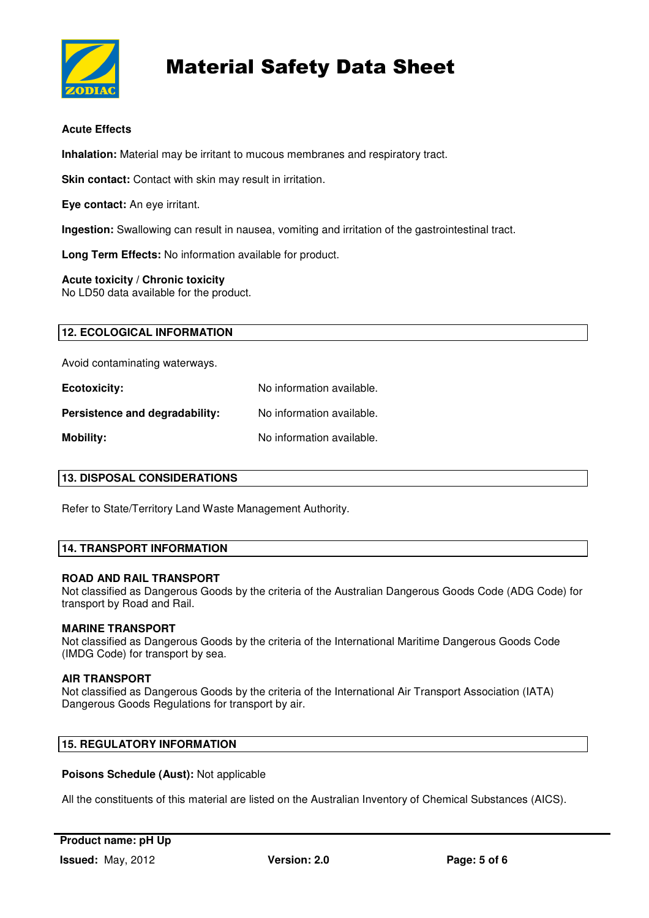**Acute Effects**

**Inhalation:** Material may be irritant to mucous membranes and respiratory tract.

**Skin contact:** Contact with skin may result in irritation.

**Eye contact:** An eye irritant.

**Ingestion:** Swallowing can result in nausea, vomiting and irritation of the gastrointestinal tract.

**Long Term Effects:** No information available for product.

**Acute toxicity / Chronic toxicity**
No LD50 data available for the product.

## 12. ECOLOGICAL INFORMATION

Avoid contaminating waterways.

**Ecotoxicity:** No information available.

**Persistence and degradability:** No information available.

**Mobility:** No information available.

## 13. DISPOSAL CONSIDERATIONS

Refer to State/Territory Land Waste Management Authority.

## 14. TRANSPORT INFORMATION

**ROAD AND RAIL TRANSPORT**
Not classified as Dangerous Goods by the criteria of the Australian Dangerous Goods Code (ADG Code) for transport by Road and Rail.

**MARINE TRANSPORT**
Not classified as Dangerous Goods by the criteria of the International Maritime Dangerous Goods Code (IMDG Code) for transport by sea.

**AIR TRANSPORT**
Not classified as Dangerous Goods by the criteria of the International Air Transport Association (IATA) Dangerous Goods Regulations for transport by air.

## 15. REGULATORY INFORMATION

**Poisons Schedule (Aust):** Not applicable

All the constituents of this material are listed on the Australian Inventory of Chemical Substances (AICS).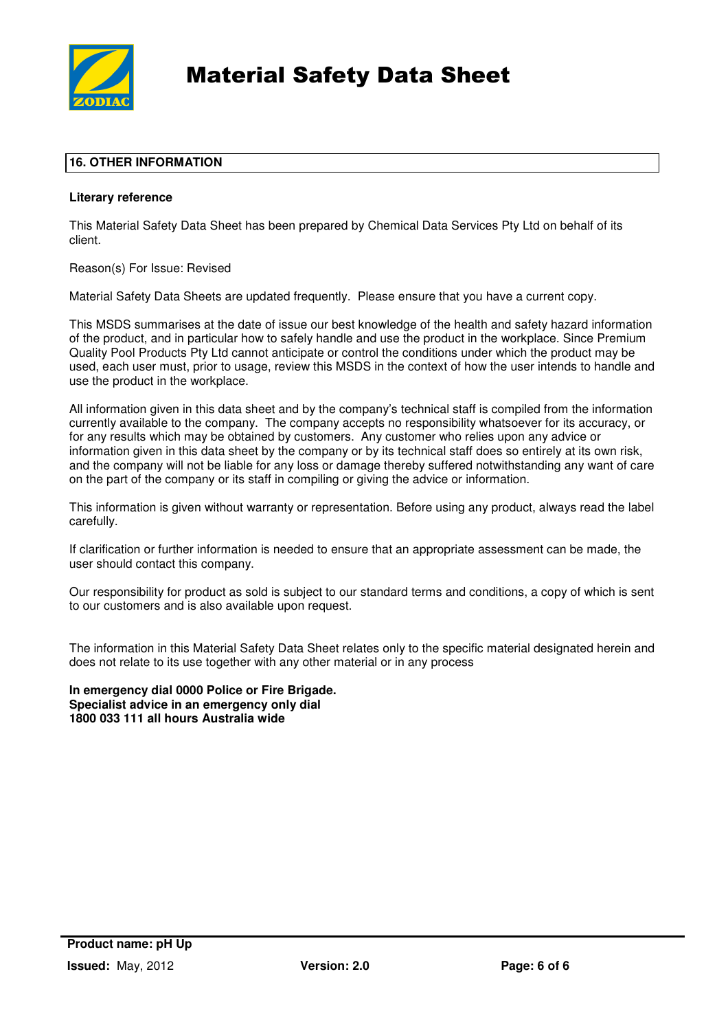## 16. OTHER INFORMATION

**Literary reference**

This Material Safety Data Sheet has been prepared by Chemical Data Services Pty Ltd on behalf of its client.

Reason(s) For Issue: Revised

Material Safety Data Sheets are updated frequently. Please ensure that you have a current copy.

This MSDS summarises at the date of issue our best knowledge of the health and safety hazard information of the product, and in particular how to safely handle and use the product in the workplace. Since Premium Quality Pool Products Pty Ltd cannot anticipate or control the conditions under which the product may be used, each user must, prior to usage, review this MSDS in the context of how the user intends to handle and use the product in the workplace.

All information given in this data sheet and by the company's technical staff is compiled from the information currently available to the company. The company accepts no responsibility whatsoever for its accuracy, or for any results which may be obtained by customers. Any customer who relies upon any advice or information given in this data sheet by the company or by its technical staff does so entirely at its own risk, and the company will not be liable for any loss or damage thereby suffered notwithstanding any want of care on the part of the company or its staff in compiling or giving the advice or information.

This information is given without warranty or representation. Before using any product, always read the label carefully.

If clarification or further information is needed to ensure that an appropriate assessment can be made, the user should contact this company.

Our responsibility for product as sold is subject to our standard terms and conditions, a copy of which is sent to our customers and is also available upon request.

The information in this Material Safety Data Sheet relates only to the specific material designated herein and does not relate to its use together with any other material or in any process

**In emergency dial 0000 Police or Fire Brigade.**
**Specialist advice in an emergency only dial**
**1800 033 111 all hours Australia wide**